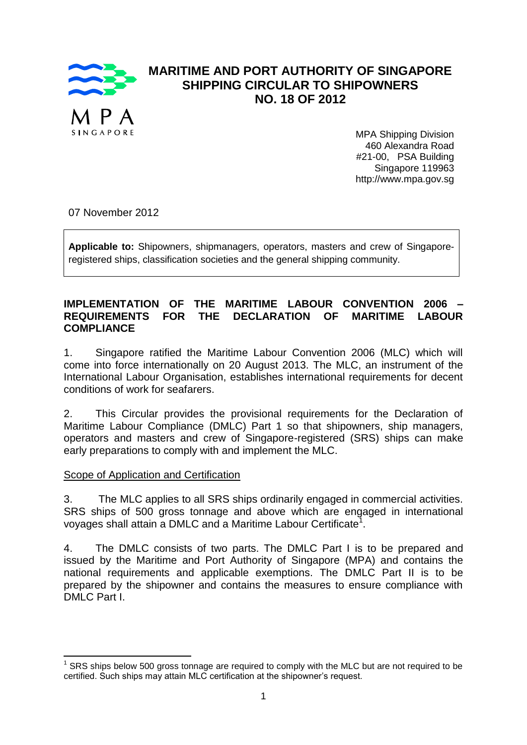# MARITIME AND PORT AUTHORITY OF SINGAPORE SHIPPING CIRCULAR TO SHIPOWNERS NO. 18 OF 2012

MPA Shipping Division
460 Alexandra Road
#21-00, PSA Building
Singapore 119963
http://www.mpa.gov.sg

07 November 2012

**Applicable to:** Shipowners, shipmanagers, operators, masters and crew of Singapore-registered ships, classification societies and the general shipping community.

## IMPLEMENTATION OF THE MARITIME LABOUR CONVENTION 2006 – REQUIREMENTS FOR THE DECLARATION OF MARITIME LABOUR COMPLIANCE

1. Singapore ratified the Maritime Labour Convention 2006 (MLC) which will come into force internationally on 20 August 2013. The MLC, an instrument of the International Labour Organisation, establishes international requirements for decent conditions of work for seafarers.

2. This Circular provides the provisional requirements for the Declaration of Maritime Labour Compliance (DMLC) Part 1 so that shipowners, ship managers, operators and masters and crew of Singapore-registered (SRS) ships can make early preparations to comply with and implement the MLC.

### Scope of Application and Certification

3. The MLC applies to all SRS ships ordinarily engaged in commercial activities. SRS ships of 500 gross tonnage and above which are engaged in international voyages shall attain a DMLC and a Maritime Labour Certificate[1].

4. The DMLC consists of two parts. The DMLC Part I is to be prepared and issued by the Maritime and Port Authority of Singapore (MPA) and contains the national requirements and applicable exemptions. The DMLC Part II is to be prepared by the shipowner and contains the measures to ensure compliance with DMLC Part I.

[1] SRS ships below 500 gross tonnage are required to comply with the MLC but are not required to be certified. Such ships may attain MLC certification at the shipowner's request.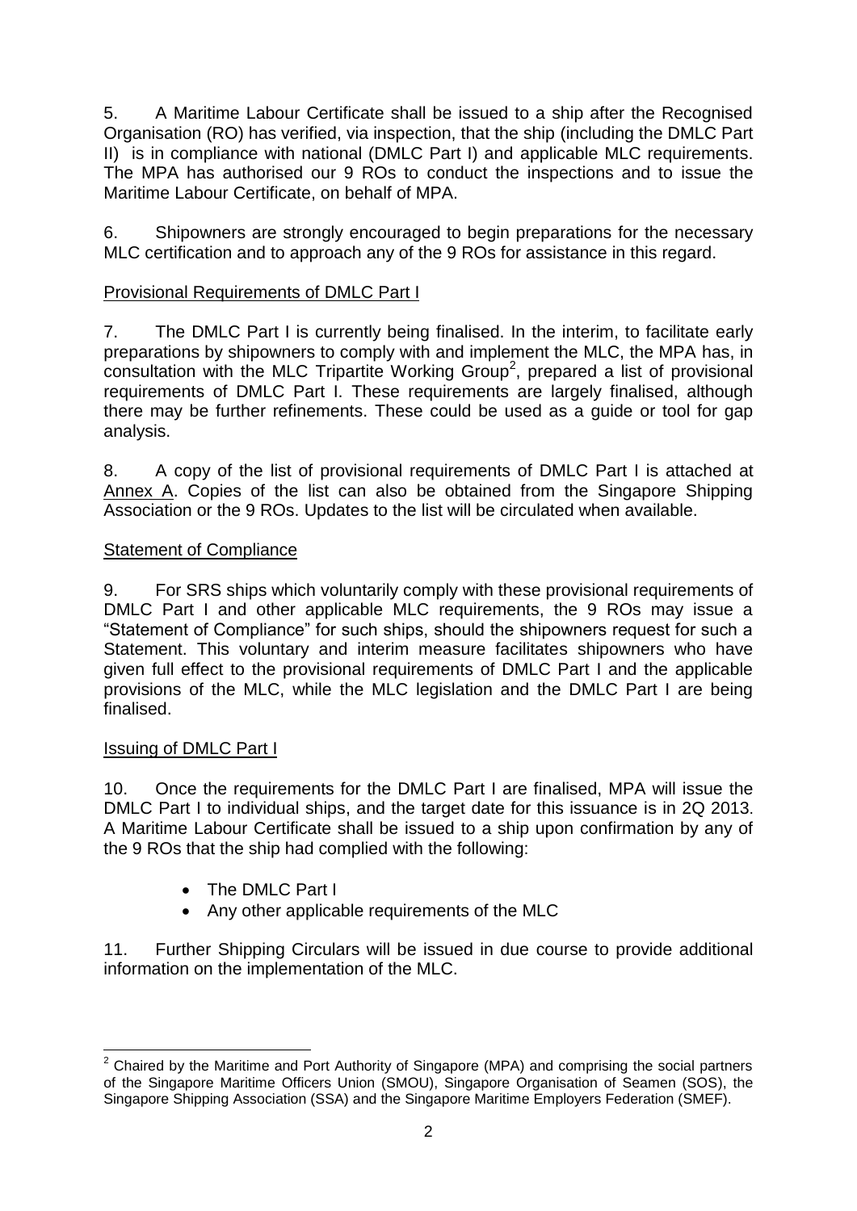5. A Maritime Labour Certificate shall be issued to a ship after the Recognised Organisation (RO) has verified, via inspection, that the ship (including the DMLC Part II) is in compliance with national (DMLC Part I) and applicable MLC requirements. The MPA has authorised our 9 ROs to conduct the inspections and to issue the Maritime Labour Certificate, on behalf of MPA.

6. Shipowners are strongly encouraged to begin preparations for the necessary MLC certification and to approach any of the 9 ROs for assistance in this regard.

<u>Provisional Requirements of DMLC Part I</u>

7. The DMLC Part I is currently being finalised. In the interim, to facilitate early preparations by shipowners to comply with and implement the MLC, the MPA has, in consultation with the MLC Tripartite Working Group[2], prepared a list of provisional requirements of DMLC Part I. These requirements are largely finalised, although there may be further refinements. These could be used as a guide or tool for gap analysis.

8. A copy of the list of provisional requirements of DMLC Part I is attached at <u>Annex A</u>. Copies of the list can also be obtained from the Singapore Shipping Association or the 9 ROs. Updates to the list will be circulated when available.

<u>Statement of Compliance</u>

9. For SRS ships which voluntarily comply with these provisional requirements of DMLC Part I and other applicable MLC requirements, the 9 ROs may issue a "Statement of Compliance" for such ships, should the shipowners request for such a Statement. This voluntary and interim measure facilitates shipowners who have given full effect to the provisional requirements of DMLC Part I and the applicable provisions of the MLC, while the MLC legislation and the DMLC Part I are being finalised.

<u>Issuing of DMLC Part I</u>

10. Once the requirements for the DMLC Part I are finalised, MPA will issue the DMLC Part I to individual ships, and the target date for this issuance is in 2Q 2013. A Maritime Labour Certificate shall be issued to a ship upon confirmation by any of the 9 ROs that the ship had complied with the following:

- The DMLC Part I
- Any other applicable requirements of the MLC

11. Further Shipping Circulars will be issued in due course to provide additional information on the implementation of the MLC.

---

[2] Chaired by the Maritime and Port Authority of Singapore (MPA) and comprising the social partners of the Singapore Maritime Officers Union (SMOU), Singapore Organisation of Seamen (SOS), the Singapore Shipping Association (SSA) and the Singapore Maritime Employers Federation (SMEF).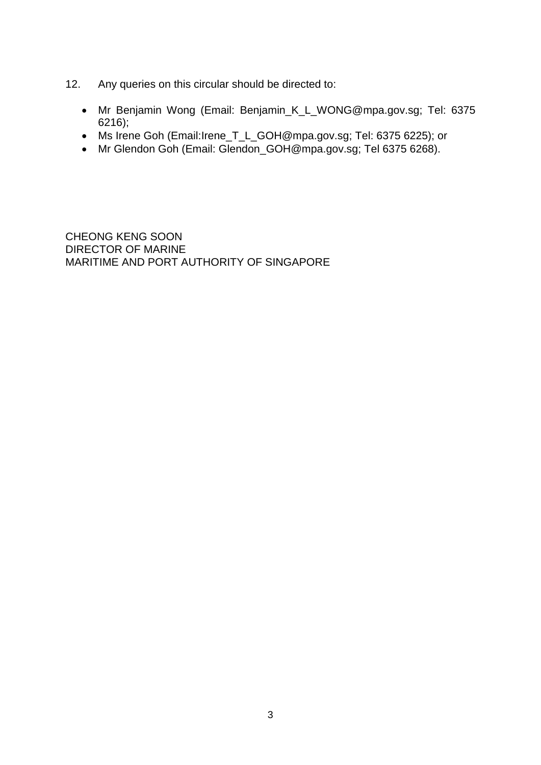12. Any queries on this circular should be directed to:

- Mr Benjamin Wong (Email: Benjamin_K_L_WONG@mpa.gov.sg; Tel: 6375 6216);
- Ms Irene Goh (Email:Irene_T_L_GOH@mpa.gov.sg; Tel: 6375 6225); or
- Mr Glendon Goh (Email: Glendon_GOH@mpa.gov.sg; Tel 6375 6268).

CHEONG KENG SOON
DIRECTOR OF MARINE
MARITIME AND PORT AUTHORITY OF SINGAPORE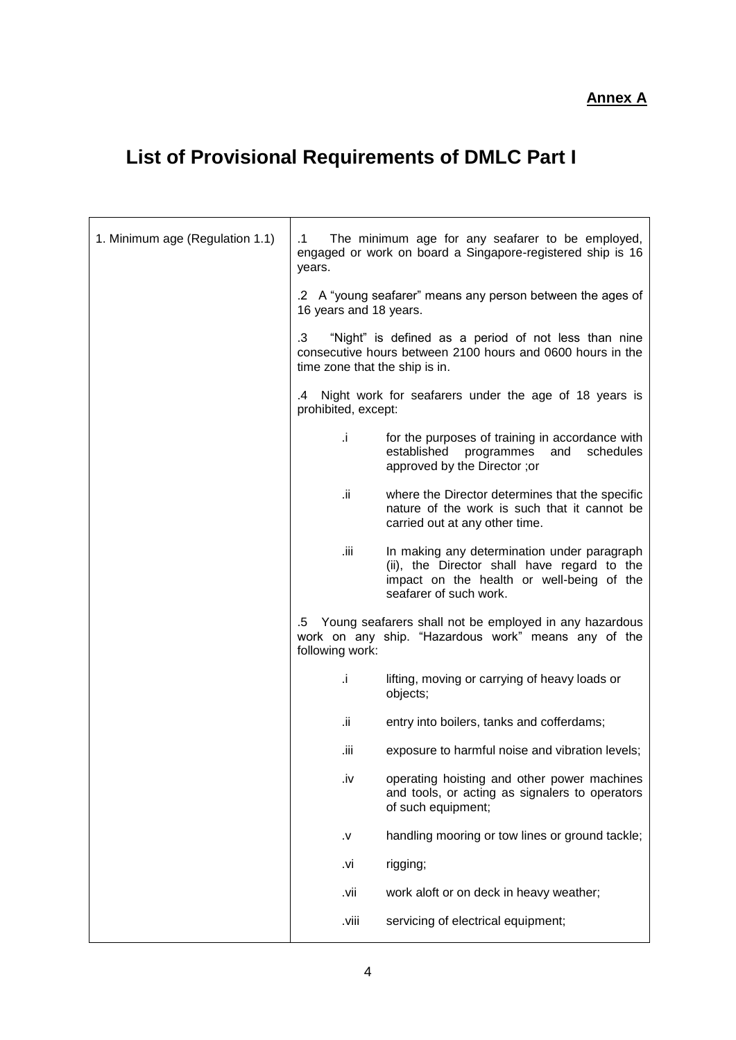**Annex A**

# List of Provisional Requirements of DMLC Part I

| | |
|---|---|
| 1. Minimum age (Regulation 1.1) | .1 The minimum age for any seafarer to be employed, engaged or work on board a Singapore-registered ship is 16 years.<br><br>.2 A "young seafarer" means any person between the ages of 16 years and 18 years.<br><br>.3 "Night" is defined as a period of not less than nine consecutive hours between 2100 hours and 0600 hours in the time zone that the ship is in.<br><br>.4 Night work for seafarers under the age of 18 years is prohibited, except:<br><br>.i for the purposes of training in accordance with established programmes and schedules approved by the Director ;or<br><br>.ii where the Director determines that the specific nature of the work is such that it cannot be carried out at any other time.<br><br>.iii In making any determination under paragraph (ii), the Director shall have regard to the impact on the health or well-being of the seafarer of such work.<br><br>.5 Young seafarers shall not be employed in any hazardous work on any ship. "Hazardous work" means any of the following work:<br><br>.i lifting, moving or carrying of heavy loads or objects;<br><br>.ii entry into boilers, tanks and cofferdams;<br><br>.iii exposure to harmful noise and vibration levels;<br><br>.iv operating hoisting and other power machines and tools, or acting as signalers to operators of such equipment;<br><br>.v handling mooring or tow lines or ground tackle;<br><br>.vi rigging;<br><br>.vii work aloft or on deck in heavy weather;<br><br>.viii servicing of electrical equipment; |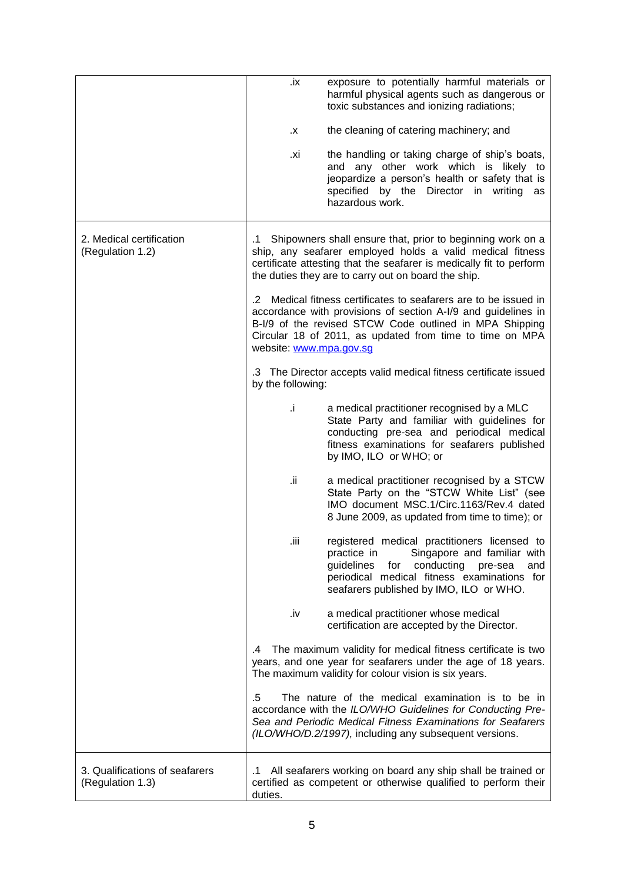| | |
|---|---|
| | .ix exposure to potentially harmful materials or harmful physical agents such as dangerous or toxic substances and ionizing radiations;<br><br>.x the cleaning of catering machinery; and<br><br>.xi the handling or taking charge of ship's boats, and any other work which is likely to jeopardize a person's health or safety that is specified by the Director in writing as hazardous work. |
| 2. Medical certification (Regulation 1.2) | .1 Shipowners shall ensure that, prior to beginning work on a ship, any seafarer employed holds a valid medical fitness certificate attesting that the seafarer is medically fit to perform the duties they are to carry out on board the ship.<br><br>.2 Medical fitness certificates to seafarers are to be issued in accordance with provisions of section A-I/9 and guidelines in B-I/9 of the revised STCW Code outlined in MPA Shipping Circular 18 of 2011, as updated from time to time on MPA website: www.mpa.gov.sg<br><br>.3 The Director accepts valid medical fitness certificate issued by the following:<br><br>.i a medical practitioner recognised by a MLC State Party and familiar with guidelines for conducting pre-sea and periodical medical fitness examinations for seafarers published by IMO, ILO or WHO; or<br><br>.ii a medical practitioner recognised by a STCW State Party on the "STCW White List" (see IMO document MSC.1/Circ.1163/Rev.4 dated 8 June 2009, as updated from time to time); or<br><br>.iii registered medical practitioners licensed to practice in Singapore and familiar with guidelines for conducting pre-sea and periodical medical fitness examinations for seafarers published by IMO, ILO or WHO.<br><br>.iv a medical practitioner whose medical certification are accepted by the Director.<br><br>.4 The maximum validity for medical fitness certificate is two years, and one year for seafarers under the age of 18 years. The maximum validity for colour vision is six years.<br><br>.5 The nature of the medical examination is to be in accordance with the *ILO/WHO Guidelines for Conducting Pre-Sea and Periodic Medical Fitness Examinations for Seafarers (ILO/WHO/D.2/1997),* including any subsequent versions. |
| 3. Qualifications of seafarers (Regulation 1.3) | .1 All seafarers working on board any ship shall be trained or certified as competent or otherwise qualified to perform their duties. |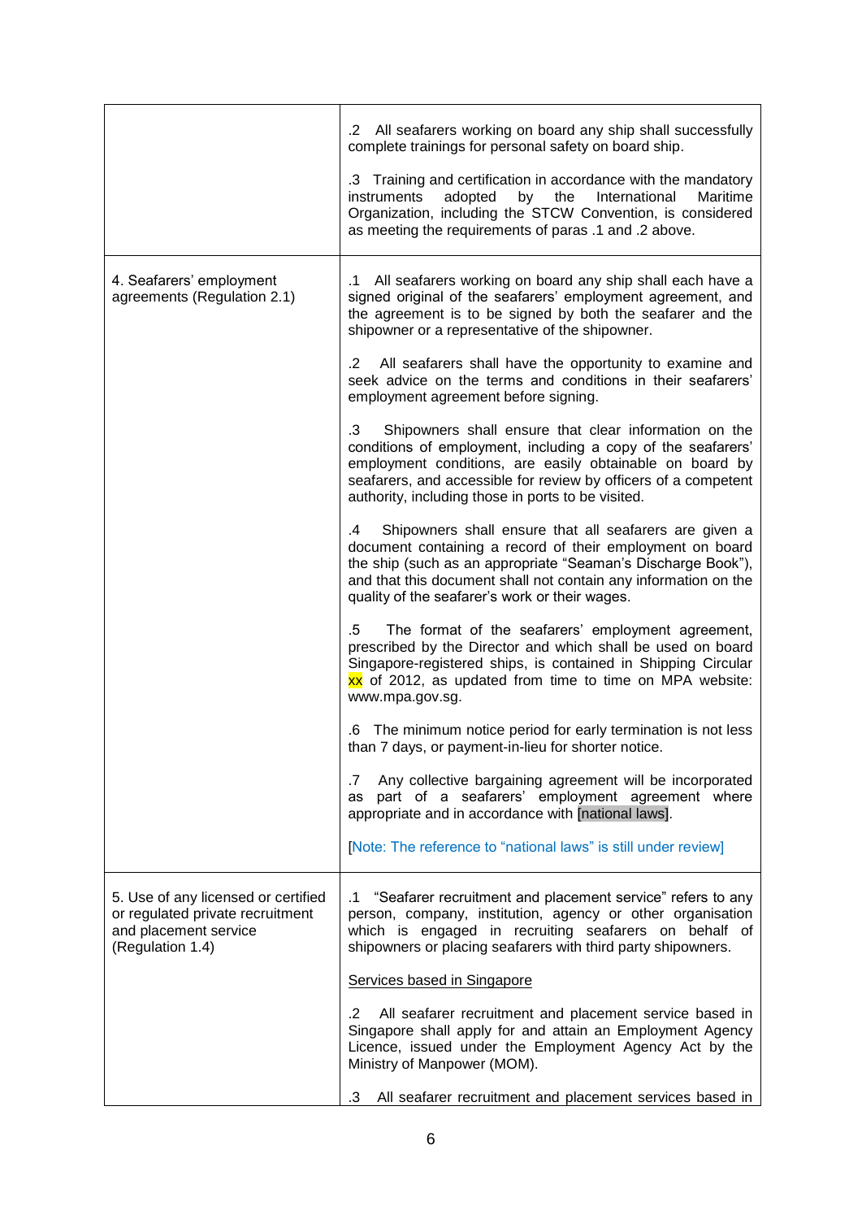| | |
|---|---|
| | .2 All seafarers working on board any ship shall successfully complete trainings for personal safety on board ship.<br><br>.3 Training and certification in accordance with the mandatory instruments adopted by the International Maritime Organization, including the STCW Convention, is considered as meeting the requirements of paras .1 and .2 above. |
| 4. Seafarers' employment agreements (Regulation 2.1) | .1 All seafarers working on board any ship shall each have a signed original of the seafarers' employment agreement, and the agreement is to be signed by both the seafarer and the shipowner or a representative of the shipowner.<br><br>.2 All seafarers shall have the opportunity to examine and seek advice on the terms and conditions in their seafarers' employment agreement before signing.<br><br>.3 Shipowners shall ensure that clear information on the conditions of employment, including a copy of the seafarers' employment conditions, are easily obtainable on board by seafarers, and accessible for review by officers of a competent authority, including those in ports to be visited.<br><br>.4 Shipowners shall ensure that all seafarers are given a document containing a record of their employment on board the ship (such as an appropriate "Seaman's Discharge Book"), and that this document shall not contain any information on the quality of the seafarer's work or their wages.<br><br>.5 The format of the seafarers' employment agreement, prescribed by the Director and which shall be used on board Singapore-registered ships, is contained in Shipping Circular xx of 2012, as updated from time to time on MPA website: www.mpa.gov.sg.<br><br>.6 The minimum notice period for early termination is not less than 7 days, or payment-in-lieu for shorter notice.<br><br>.7 Any collective bargaining agreement will be incorporated as part of a seafarers' employment agreement where appropriate and in accordance with [national laws].<br><br>[Note: The reference to "national laws" is still under review] |
| 5. Use of any licensed or certified or regulated private recruitment and placement service (Regulation 1.4) | .1 "Seafarer recruitment and placement service" refers to any person, company, institution, agency or other organisation which is engaged in recruiting seafarers on behalf of shipowners or placing seafarers with third party shipowners.<br><br><u>Services based in Singapore</u><br><br>.2 All seafarer recruitment and placement service based in Singapore shall apply for and attain an Employment Agency Licence, issued under the Employment Agency Act by the Ministry of Manpower (MOM).<br><br>.3 All seafarer recruitment and placement services based in |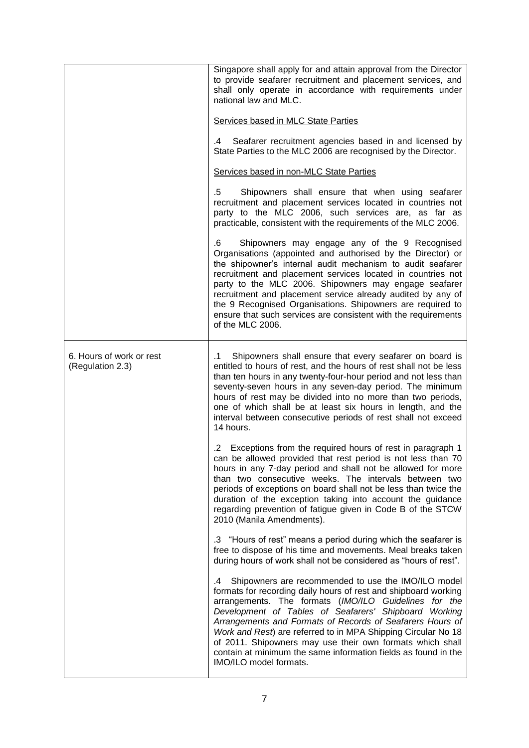| | |
|---|---|
| | Singapore shall apply for and attain approval from the Director to provide seafarer recruitment and placement services, and shall only operate in accordance with requirements under national law and MLC.<br><br><u>Services based in MLC State Parties</u><br><br>.4 Seafarer recruitment agencies based in and licensed by State Parties to the MLC 2006 are recognised by the Director.<br><br><u>Services based in non-MLC State Parties</u><br><br>.5 Shipowners shall ensure that when using seafarer recruitment and placement services located in countries not party to the MLC 2006, such services are, as far as practicable, consistent with the requirements of the MLC 2006.<br><br>.6 Shipowners may engage any of the 9 Recognised Organisations (appointed and authorised by the Director) or the shipowner's internal audit mechanism to audit seafarer recruitment and placement services located in countries not party to the MLC 2006. Shipowners may engage seafarer recruitment and placement service already audited by any of the 9 Recognised Organisations. Shipowners are required to ensure that such services are consistent with the requirements of the MLC 2006. |
| 6. Hours of work or rest (Regulation 2.3) | .1 Shipowners shall ensure that every seafarer on board is entitled to hours of rest, and the hours of rest shall not be less than ten hours in any twenty-four-hour period and not less than seventy-seven hours in any seven-day period. The minimum hours of rest may be divided into no more than two periods, one of which shall be at least six hours in length, and the interval between consecutive periods of rest shall not exceed 14 hours.<br><br>.2 Exceptions from the required hours of rest in paragraph 1 can be allowed provided that rest period is not less than 70 hours in any 7-day period and shall not be allowed for more than two consecutive weeks. The intervals between two periods of exceptions on board shall not be less than twice the duration of the exception taking into account the guidance regarding prevention of fatigue given in Code B of the STCW 2010 (Manila Amendments).<br><br>.3 "Hours of rest" means a period during which the seafarer is free to dispose of his time and movements. Meal breaks taken during hours of work shall not be considered as "hours of rest".<br><br>.4 Shipowners are recommended to use the IMO/ILO model formats for recording daily hours of rest and shipboard working arrangements. The formats (*IMO/ILO Guidelines for the Development of Tables of Seafarers' Shipboard Working Arrangements and Formats of Records of Seafarers Hours of Work and Rest*) are referred to in MPA Shipping Circular No 18 of 2011. Shipowners may use their own formats which shall contain at minimum the same information fields as found in the IMO/ILO model formats. |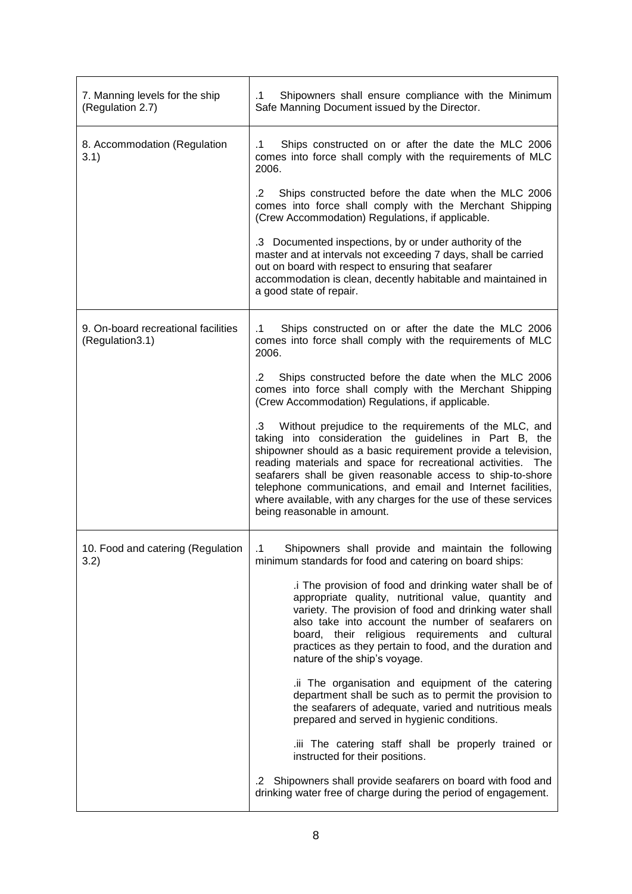| | |
|---|---|
| 7. Manning levels for the ship (Regulation 2.7) | .1 Shipowners shall ensure compliance with the Minimum Safe Manning Document issued by the Director. |
| 8. Accommodation (Regulation 3.1) | .1 Ships constructed on or after the date the MLC 2006 comes into force shall comply with the requirements of MLC 2006.<br><br>.2 Ships constructed before the date when the MLC 2006 comes into force shall comply with the Merchant Shipping (Crew Accommodation) Regulations, if applicable.<br><br>.3 Documented inspections, by or under authority of the master and at intervals not exceeding 7 days, shall be carried out on board with respect to ensuring that seafarer accommodation is clean, decently habitable and maintained in a good state of repair. |
| 9. On-board recreational facilities (Regulation3.1) | .1 Ships constructed on or after the date the MLC 2006 comes into force shall comply with the requirements of MLC 2006.<br><br>.2 Ships constructed before the date when the MLC 2006 comes into force shall comply with the Merchant Shipping (Crew Accommodation) Regulations, if applicable.<br><br>.3 Without prejudice to the requirements of the MLC, and taking into consideration the guidelines in Part B, the shipowner should as a basic requirement provide a television, reading materials and space for recreational activities. The seafarers shall be given reasonable access to ship-to-shore telephone communications, and email and Internet facilities, where available, with any charges for the use of these services being reasonable in amount. |
| 10. Food and catering (Regulation 3.2) | .1 Shipowners shall provide and maintain the following minimum standards for food and catering on board ships:<br><br>.i The provision of food and drinking water shall be of appropriate quality, nutritional value, quantity and variety. The provision of food and drinking water shall also take into account the number of seafarers on board, their religious requirements and cultural practices as they pertain to food, and the duration and nature of the ship's voyage.<br><br>.ii The organisation and equipment of the catering department shall be such as to permit the provision to the seafarers of adequate, varied and nutritious meals prepared and served in hygienic conditions.<br><br>.iii The catering staff shall be properly trained or instructed for their positions.<br><br>.2 Shipowners shall provide seafarers on board with food and drinking water free of charge during the period of engagement. |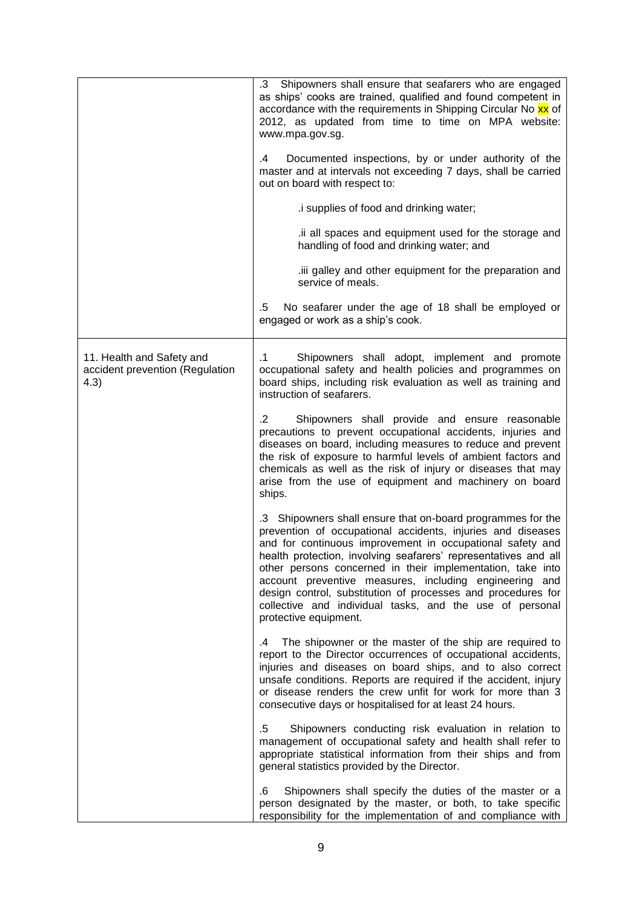| | |
|---|---|
| | .3 Shipowners shall ensure that seafarers who are engaged as ships' cooks are trained, qualified and found competent in accordance with the requirements in Shipping Circular No xx of 2012, as updated from time to time on MPA website: www.mpa.gov.sg.<br><br>.4 Documented inspections, by or under authority of the master and at intervals not exceeding 7 days, shall be carried out on board with respect to:<br><br>.i supplies of food and drinking water;<br><br>.ii all spaces and equipment used for the storage and handling of food and drinking water; and<br><br>.iii galley and other equipment for the preparation and service of meals.<br><br>.5 No seafarer under the age of 18 shall be employed or engaged or work as a ship's cook. |
| 11. Health and Safety and accident prevention (Regulation 4.3) | .1 Shipowners shall adopt, implement and promote occupational safety and health policies and programmes on board ships, including risk evaluation as well as training and instruction of seafarers.<br><br>.2 Shipowners shall provide and ensure reasonable precautions to prevent occupational accidents, injuries and diseases on board, including measures to reduce and prevent the risk of exposure to harmful levels of ambient factors and chemicals as well as the risk of injury or diseases that may arise from the use of equipment and machinery on board ships.<br><br>.3 Shipowners shall ensure that on-board programmes for the prevention of occupational accidents, injuries and diseases and for continuous improvement in occupational safety and health protection, involving seafarers' representatives and all other persons concerned in their implementation, take into account preventive measures, including engineering and design control, substitution of processes and procedures for collective and individual tasks, and the use of personal protective equipment.<br><br>.4 The shipowner or the master of the ship are required to report to the Director occurrences of occupational accidents, injuries and diseases on board ships, and to also correct unsafe conditions. Reports are required if the accident, injury or disease renders the crew unfit for work for more than 3 consecutive days or hospitalised for at least 24 hours.<br><br>.5 Shipowners conducting risk evaluation in relation to management of occupational safety and health shall refer to appropriate statistical information from their ships and from general statistics provided by the Director.<br><br>.6 Shipowners shall specify the duties of the master or a person designated by the master, or both, to take specific responsibility for the implementation of and compliance with |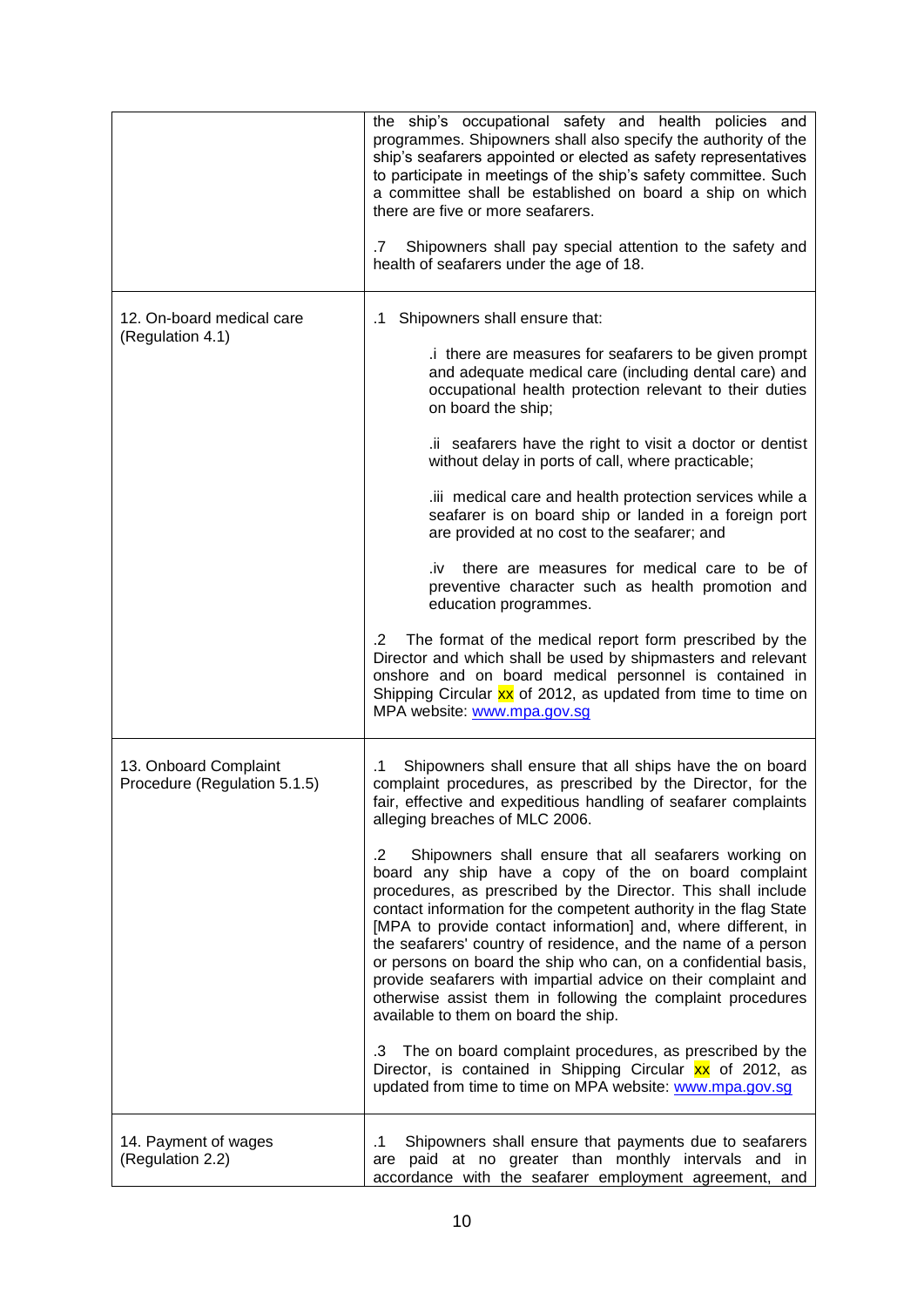| | |
|---|---|
| | the ship's occupational safety and health policies and programmes. Shipowners shall also specify the authority of the ship's seafarers appointed or elected as safety representatives to participate in meetings of the ship's safety committee. Such a committee shall be established on board a ship on which there are five or more seafarers.<br><br>.7 Shipowners shall pay special attention to the safety and health of seafarers under the age of 18. |
| 12. On-board medical care (Regulation 4.1) | .1 Shipowners shall ensure that:<br><br>.i there are measures for seafarers to be given prompt and adequate medical care (including dental care) and occupational health protection relevant to their duties on board the ship;<br><br>.ii seafarers have the right to visit a doctor or dentist without delay in ports of call, where practicable;<br><br>.iii medical care and health protection services while a seafarer is on board ship or landed in a foreign port are provided at no cost to the seafarer; and<br><br>.iv there are measures for medical care to be of preventive character such as health promotion and education programmes.<br><br>.2 The format of the medical report form prescribed by the Director and which shall be used by shipmasters and relevant onshore and on board medical personnel is contained in Shipping Circular xx of 2012, as updated from time to time on MPA website: www.mpa.gov.sg |
| 13. Onboard Complaint Procedure (Regulation 5.1.5) | .1 Shipowners shall ensure that all ships have the on board complaint procedures, as prescribed by the Director, for the fair, effective and expeditious handling of seafarer complaints alleging breaches of MLC 2006.<br><br>.2 Shipowners shall ensure that all seafarers working on board any ship have a copy of the on board complaint procedures, as prescribed by the Director. This shall include contact information for the competent authority in the flag State [MPA to provide contact information] and, where different, in the seafarers' country of residence, and the name of a person or persons on board the ship who can, on a confidential basis, provide seafarers with impartial advice on their complaint and otherwise assist them in following the complaint procedures available to them on board the ship.<br><br>.3 The on board complaint procedures, as prescribed by the Director, is contained in Shipping Circular xx of 2012, as updated from time to time on MPA website: www.mpa.gov.sg |
| 14. Payment of wages (Regulation 2.2) | .1 Shipowners shall ensure that payments due to seafarers are paid at no greater than monthly intervals and in accordance with the seafarer employment agreement, and |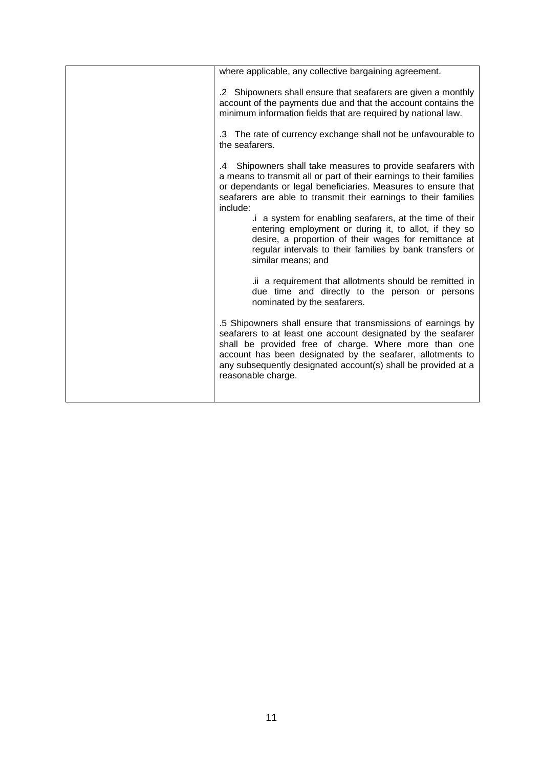| | |
|---|---|
| | where applicable, any collective bargaining agreement.<br><br>.2 Shipowners shall ensure that seafarers are given a monthly account of the payments due and that the account contains the minimum information fields that are required by national law.<br><br>.3 The rate of currency exchange shall not be unfavourable to the seafarers.<br><br>.4 Shipowners shall take measures to provide seafarers with a means to transmit all or part of their earnings to their families or dependants or legal beneficiaries. Measures to ensure that seafarers are able to transmit their earnings to their families include:<br><br>.i a system for enabling seafarers, at the time of their entering employment or during it, to allot, if they so desire, a proportion of their wages for remittance at regular intervals to their families by bank transfers or similar means; and<br><br>.ii a requirement that allotments should be remitted in due time and directly to the person or persons nominated by the seafarers.<br><br>.5 Shipowners shall ensure that transmissions of earnings by seafarers to at least one account designated by the seafarer shall be provided free of charge. Where more than one account has been designated by the seafarer, allotments to any subsequently designated account(s) shall be provided at a reasonable charge. |